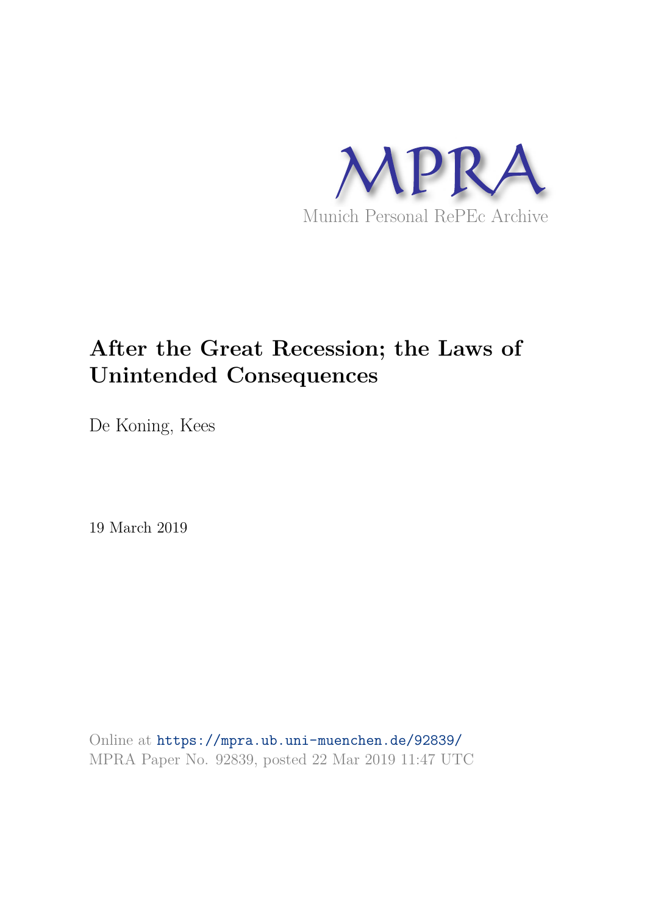MPRA

Munich Personal RePEc Archive

# After the Great Recession; the Laws of Unintended Consequences

De Koning, Kees

19 March 2019

Online at https://mpra.ub.uni-muenchen.de/92839/
MPRA Paper No. 92839, posted 22 Mar 2019 11:47 UTC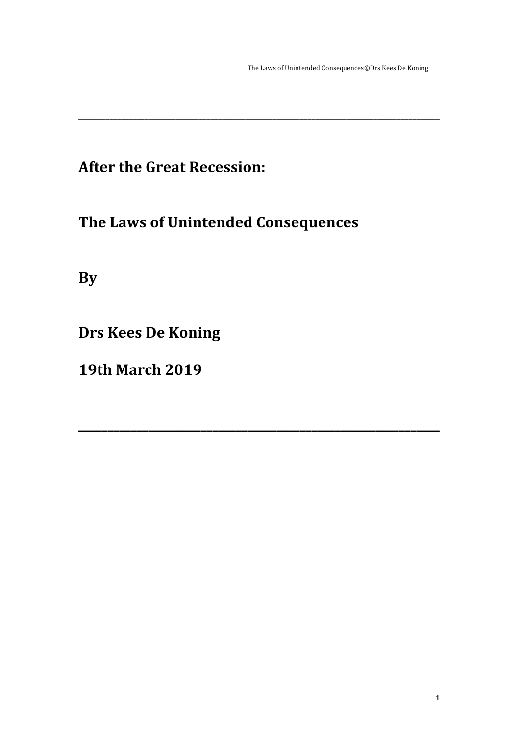# After the Great Recession:

# The Laws of Unintended Consequences

# By

# Drs Kees De Koning

# 19th March 2019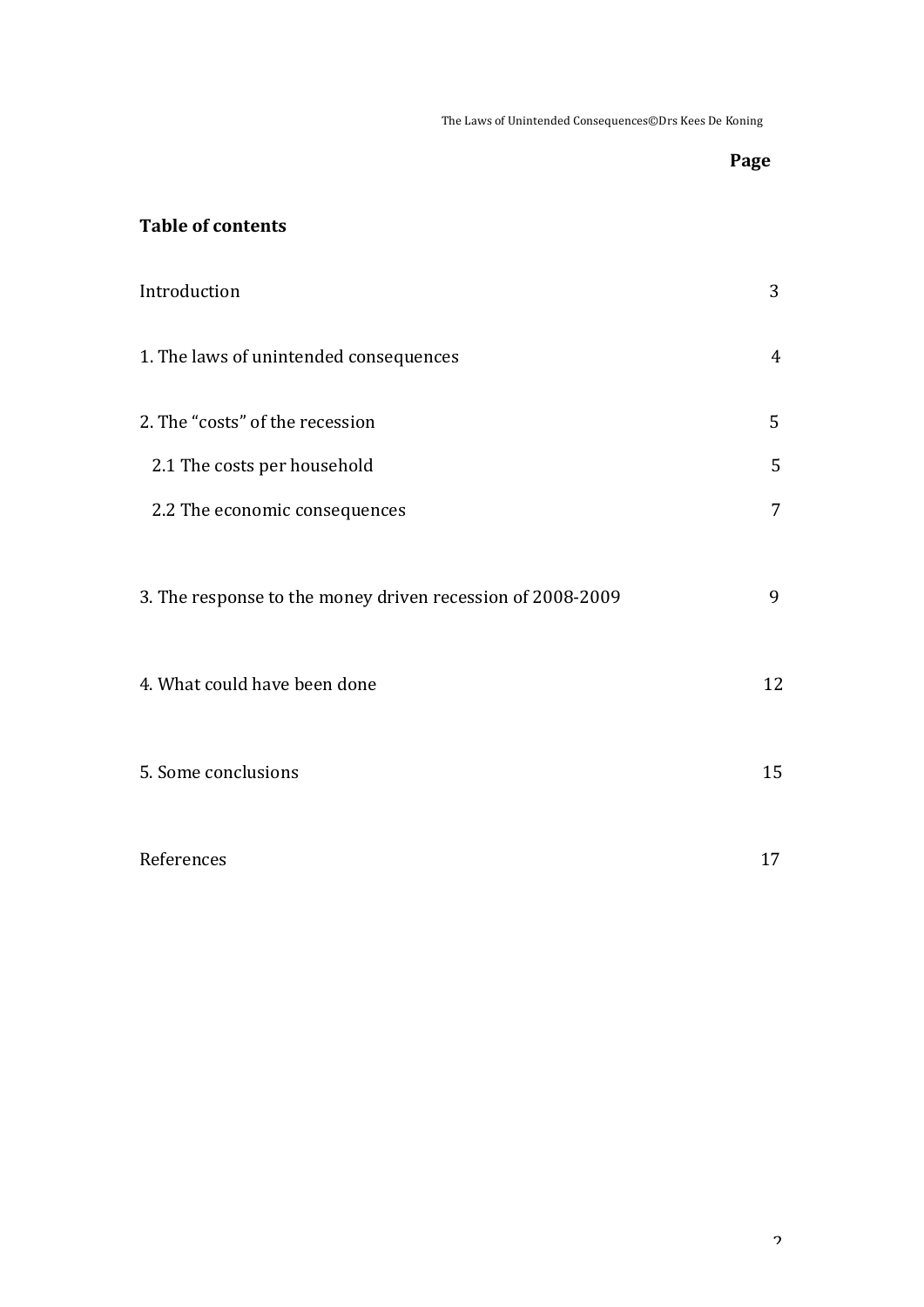**Table of contents**

| | Page |
|---|---|
| Introduction | 3 |
| 1. The laws of unintended consequences | 4 |
| 2. The "costs" of the recession | 5 |
| 2.1 The costs per household | 5 |
| 2.2 The economic consequences | 7 |
| 3. The response to the money driven recession of 2008-2009 | 9 |
| 4. What could have been done | 12 |
| 5. Some conclusions | 15 |
| References | 17 |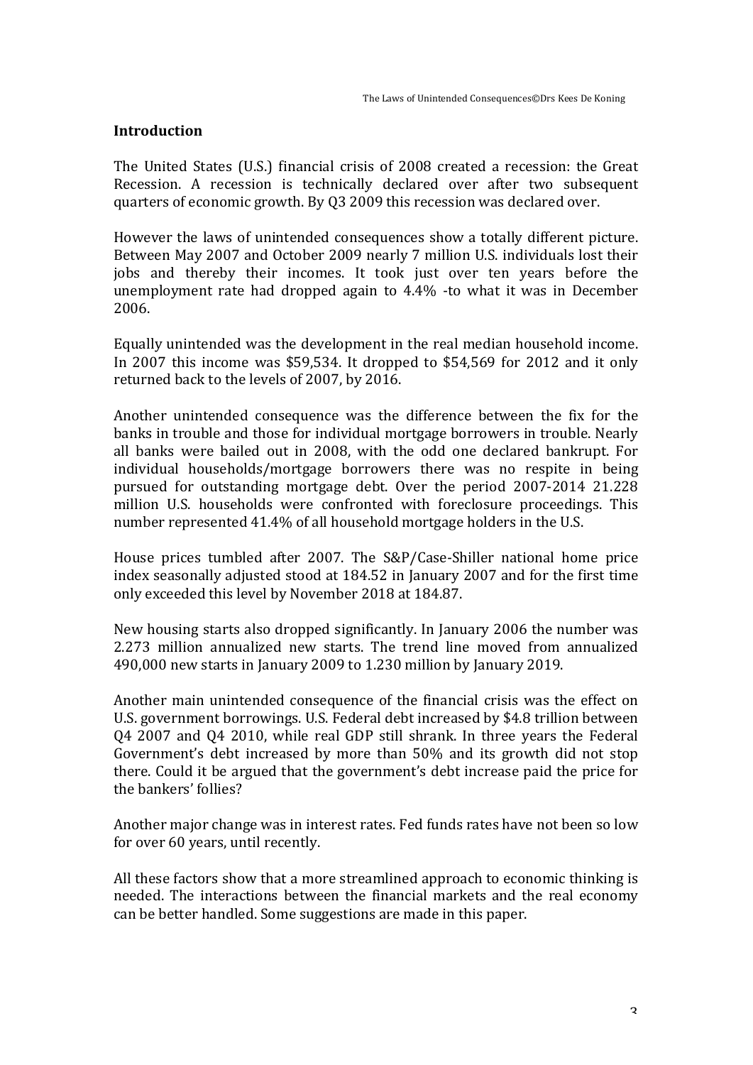## Introduction

The United States (U.S.) financial crisis of 2008 created a recession: the Great Recession. A recession is technically declared over after two subsequent quarters of economic growth. By Q3 2009 this recession was declared over.

However the laws of unintended consequences show a totally different picture. Between May 2007 and October 2009 nearly 7 million U.S. individuals lost their jobs and thereby their incomes. It took just over ten years before the unemployment rate had dropped again to 4.4% -to what it was in December 2006.

Equally unintended was the development in the real median household income. In 2007 this income was $59,534. It dropped to $54,569 for 2012 and it only returned back to the levels of 2007, by 2016.

Another unintended consequence was the difference between the fix for the banks in trouble and those for individual mortgage borrowers in trouble. Nearly all banks were bailed out in 2008, with the odd one declared bankrupt. For individual households/mortgage borrowers there was no respite in being pursued for outstanding mortgage debt. Over the period 2007-2014 21.228 million U.S. households were confronted with foreclosure proceedings. This number represented 41.4% of all household mortgage holders in the U.S.

House prices tumbled after 2007. The S&P/Case-Shiller national home price index seasonally adjusted stood at 184.52 in January 2007 and for the first time only exceeded this level by November 2018 at 184.87.

New housing starts also dropped significantly. In January 2006 the number was 2.273 million annualized new starts. The trend line moved from annualized 490,000 new starts in January 2009 to 1.230 million by January 2019.

Another main unintended consequence of the financial crisis was the effect on U.S. government borrowings. U.S. Federal debt increased by $4.8 trillion between Q4 2007 and Q4 2010, while real GDP still shrank. In three years the Federal Government's debt increased by more than 50% and its growth did not stop there. Could it be argued that the government's debt increase paid the price for the bankers' follies?

Another major change was in interest rates. Fed funds rates have not been so low for over 60 years, until recently.

All these factors show that a more streamlined approach to economic thinking is needed. The interactions between the financial markets and the real economy can be better handled. Some suggestions are made in this paper.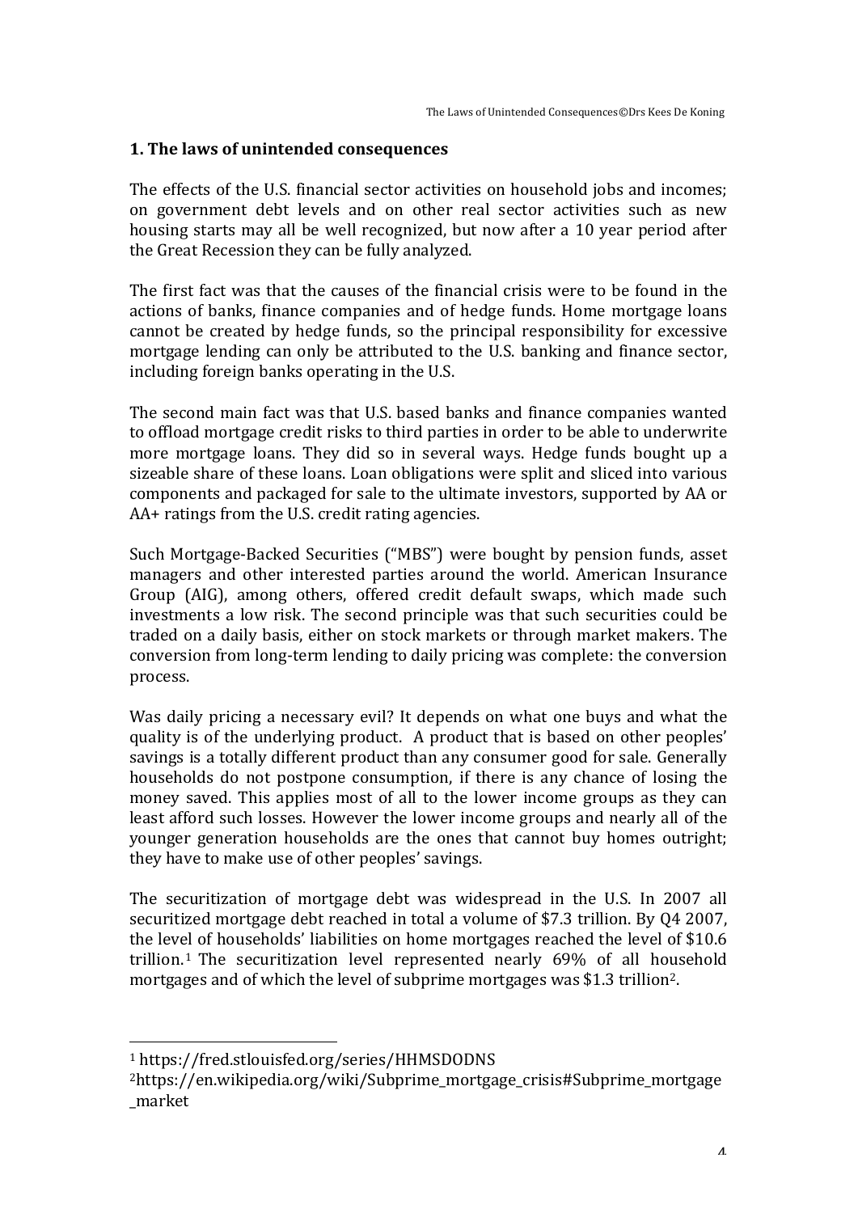## 1. The laws of unintended consequences

The effects of the U.S. financial sector activities on household jobs and incomes; on government debt levels and on other real sector activities such as new housing starts may all be well recognized, but now after a 10 year period after the Great Recession they can be fully analyzed.

The first fact was that the causes of the financial crisis were to be found in the actions of banks, finance companies and of hedge funds. Home mortgage loans cannot be created by hedge funds, so the principal responsibility for excessive mortgage lending can only be attributed to the U.S. banking and finance sector, including foreign banks operating in the U.S.

The second main fact was that U.S. based banks and finance companies wanted to offload mortgage credit risks to third parties in order to be able to underwrite more mortgage loans. They did so in several ways. Hedge funds bought up a sizeable share of these loans. Loan obligations were split and sliced into various components and packaged for sale to the ultimate investors, supported by AA or AA+ ratings from the U.S. credit rating agencies.

Such Mortgage-Backed Securities ("MBS") were bought by pension funds, asset managers and other interested parties around the world. American Insurance Group (AIG), among others, offered credit default swaps, which made such investments a low risk. The second principle was that such securities could be traded on a daily basis, either on stock markets or through market makers. The conversion from long-term lending to daily pricing was complete: the conversion process.

Was daily pricing a necessary evil? It depends on what one buys and what the quality is of the underlying product. A product that is based on other peoples' savings is a totally different product than any consumer good for sale. Generally households do not postpone consumption, if there is any chance of losing the money saved. This applies most of all to the lower income groups as they can least afford such losses. However the lower income groups and nearly all of the younger generation households are the ones that cannot buy homes outright; they have to make use of other peoples' savings.

The securitization of mortgage debt was widespread in the U.S. In 2007 all securitized mortgage debt reached in total a volume of $7.3 trillion. By Q4 2007, the level of households' liabilities on home mortgages reached the level of $10.6 trillion.[1] The securitization level represented nearly 69% of all household mortgages and of which the level of subprime mortgages was $1.3 trillion[2].

---

[1] https://fred.stlouisfed.org/series/HHMSDODNS

[2] https://en.wikipedia.org/wiki/Subprime_mortgage_crisis#Subprime_mortgage_market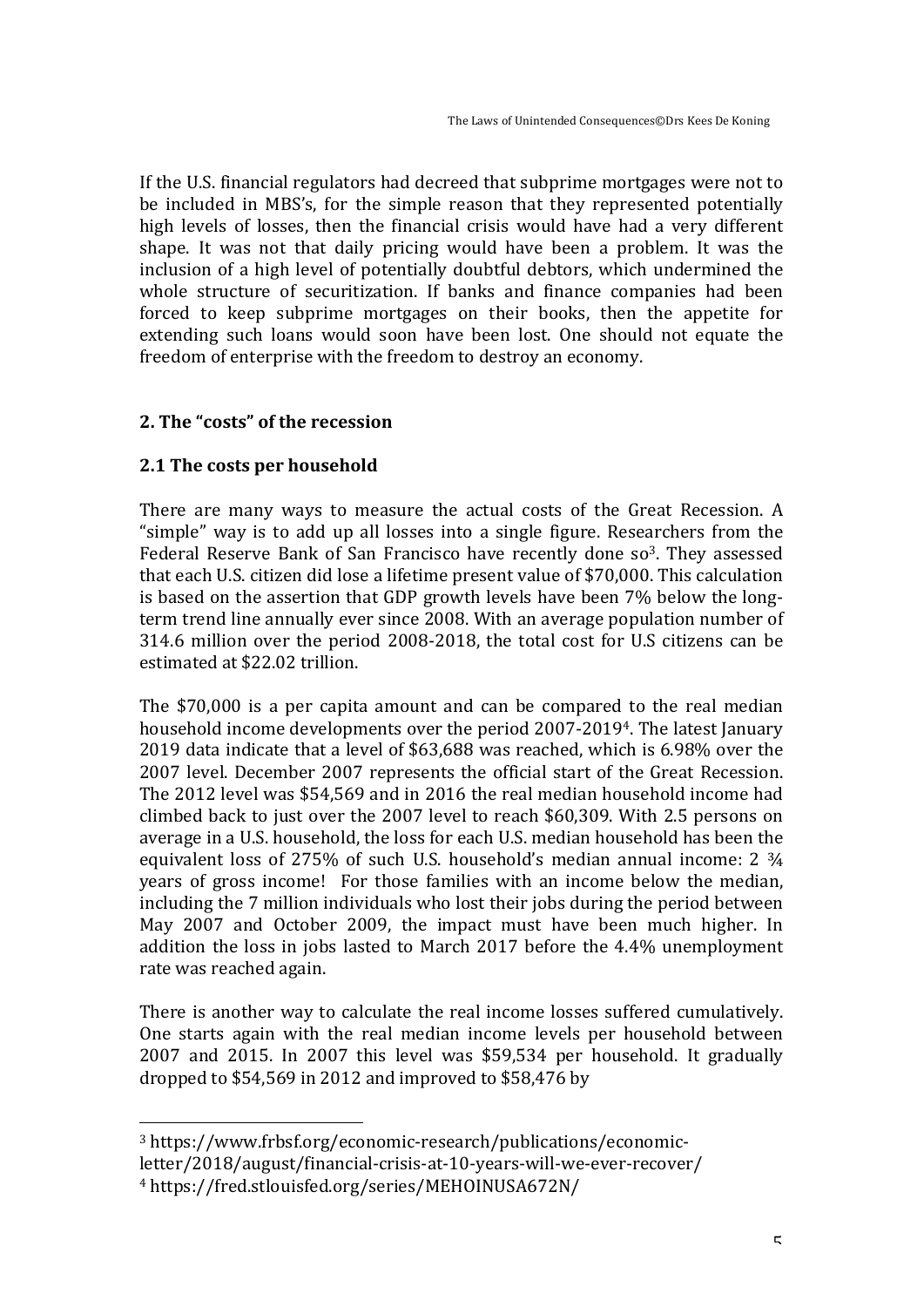If the U.S. financial regulators had decreed that subprime mortgages were not to be included in MBS's, for the simple reason that they represented potentially high levels of losses, then the financial crisis would have had a very different shape. It was not that daily pricing would have been a problem. It was the inclusion of a high level of potentially doubtful debtors, which undermined the whole structure of securitization. If banks and finance companies had been forced to keep subprime mortgages on their books, then the appetite for extending such loans would soon have been lost. One should not equate the freedom of enterprise with the freedom to destroy an economy.

## 2. The "costs" of the recession

### 2.1 The costs per household

There are many ways to measure the actual costs of the Great Recession. A "simple" way is to add up all losses into a single figure. Researchers from the Federal Reserve Bank of San Francisco have recently done so[3]. They assessed that each U.S. citizen did lose a lifetime present value of $70,000. This calculation is based on the assertion that GDP growth levels have been 7% below the long-term trend line annually ever since 2008. With an average population number of 314.6 million over the period 2008-2018, the total cost for U.S citizens can be estimated at $22.02 trillion.

The $70,000 is a per capita amount and can be compared to the real median household income developments over the period 2007-2019[4]. The latest January 2019 data indicate that a level of $63,688 was reached, which is 6.98% over the 2007 level. December 2007 represents the official start of the Great Recession. The 2012 level was $54,569 and in 2016 the real median household income had climbed back to just over the 2007 level to reach $60,309. With 2.5 persons on average in a U.S. household, the loss for each U.S. median household has been the equivalent loss of 275% of such U.S. household's median annual income: 2 ¾ years of gross income! For those families with an income below the median, including the 7 million individuals who lost their jobs during the period between May 2007 and October 2009, the impact must have been much higher. In addition the loss in jobs lasted to March 2017 before the 4.4% unemployment rate was reached again.

There is another way to calculate the real income losses suffered cumulatively. One starts again with the real median income levels per household between 2007 and 2015. In 2007 this level was $59,534 per household. It gradually dropped to $54,569 in 2012 and improved to $58,476 by

---

[3] https://www.frbsf.org/economic-research/publications/economic-letter/2018/august/financial-crisis-at-10-years-will-we-ever-recover/

[4] https://fred.stlouisfed.org/series/MEHOINUSA672N/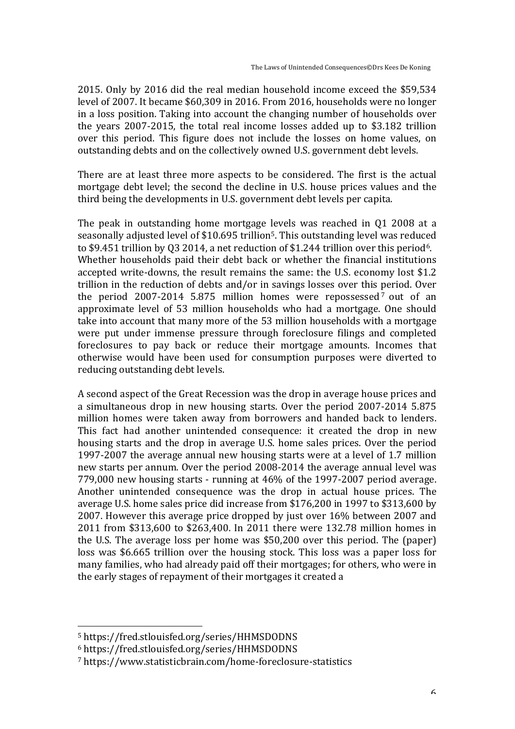2015. Only by 2016 did the real median household income exceed the $59,534 level of 2007. It became $60,309 in 2016. From 2016, households were no longer in a loss position. Taking into account the changing number of households over the years 2007-2015, the total real income losses added up to $3.182 trillion over this period. This figure does not include the losses on home values, on outstanding debts and on the collectively owned U.S. government debt levels.

There are at least three more aspects to be considered. The first is the actual mortgage debt level; the second the decline in U.S. house prices values and the third being the developments in U.S. government debt levels per capita.

The peak in outstanding home mortgage levels was reached in Q1 2008 at a seasonally adjusted level of $10.695 trillion[5]. This outstanding level was reduced to $9.451 trillion by Q3 2014, a net reduction of $1.244 trillion over this period[6]. Whether households paid their debt back or whether the financial institutions accepted write-downs, the result remains the same: the U.S. economy lost $1.2 trillion in the reduction of debts and/or in savings losses over this period. Over the period 2007-2014 5.875 million homes were repossessed[7] out of an approximate level of 53 million households who had a mortgage. One should take into account that many more of the 53 million households with a mortgage were put under immense pressure through foreclosure filings and completed foreclosures to pay back or reduce their mortgage amounts. Incomes that otherwise would have been used for consumption purposes were diverted to reducing outstanding debt levels.

A second aspect of the Great Recession was the drop in average house prices and a simultaneous drop in new housing starts. Over the period 2007-2014 5.875 million homes were taken away from borrowers and handed back to lenders. This fact had another unintended consequence: it created the drop in new housing starts and the drop in average U.S. home sales prices. Over the period 1997-2007 the average annual new housing starts were at a level of 1.7 million new starts per annum. Over the period 2008-2014 the average annual level was 779,000 new housing starts - running at 46% of the 1997-2007 period average. Another unintended consequence was the drop in actual house prices. The average U.S. home sales price did increase from $176,200 in 1997 to $313,600 by 2007. However this average price dropped by just over 16% between 2007 and 2011 from $313,600 to $263,400. In 2011 there were 132.78 million homes in the U.S. The average loss per home was $50,200 over this period. The (paper) loss was $6.665 trillion over the housing stock. This loss was a paper loss for many families, who had already paid off their mortgages; for others, who were in the early stages of repayment of their mortgages it created a

[5] https://fred.stlouisfed.org/series/HHMSDODNS

[6] https://fred.stlouisfed.org/series/HHMSDODNS

[7] https://www.statisticbrain.com/home-foreclosure-statistics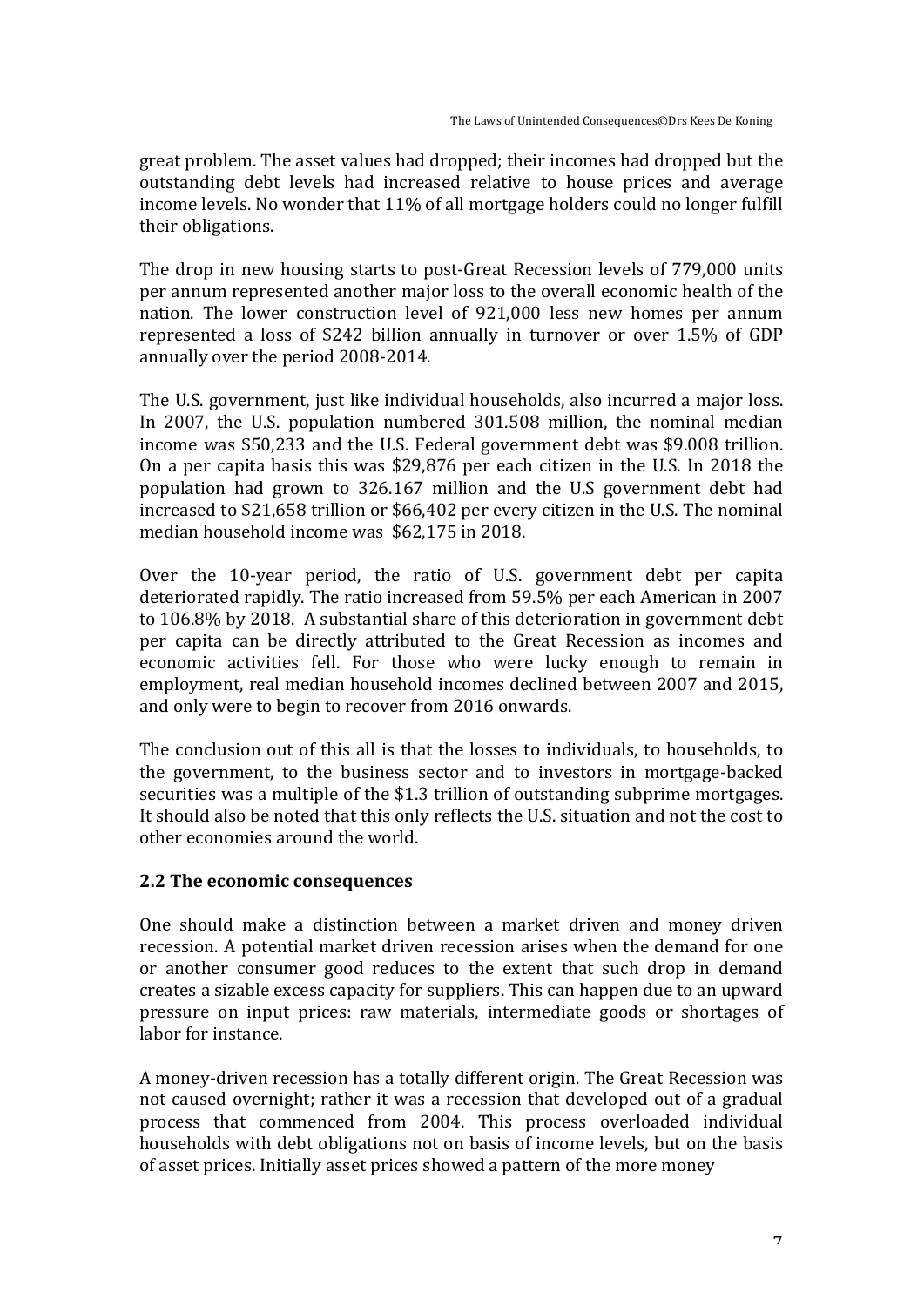great problem. The asset values had dropped; their incomes had dropped but the outstanding debt levels had increased relative to house prices and average income levels. No wonder that 11% of all mortgage holders could no longer fulfill their obligations.

The drop in new housing starts to post-Great Recession levels of 779,000 units per annum represented another major loss to the overall economic health of the nation. The lower construction level of 921,000 less new homes per annum represented a loss of $242 billion annually in turnover or over 1.5% of GDP annually over the period 2008-2014.

The U.S. government, just like individual households, also incurred a major loss. In 2007, the U.S. population numbered 301.508 million, the nominal median income was $50,233 and the U.S. Federal government debt was $9.008 trillion. On a per capita basis this was $29,876 per each citizen in the U.S. In 2018 the population had grown to 326.167 million and the U.S government debt had increased to $21,658 trillion or $66,402 per every citizen in the U.S. The nominal median household income was $62,175 in 2018.

Over the 10-year period, the ratio of U.S. government debt per capita deteriorated rapidly. The ratio increased from 59.5% per each American in 2007 to 106.8% by 2018. A substantial share of this deterioration in government debt per capita can be directly attributed to the Great Recession as incomes and economic activities fell. For those who were lucky enough to remain in employment, real median household incomes declined between 2007 and 2015, and only were to begin to recover from 2016 onwards.

The conclusion out of this all is that the losses to individuals, to households, to the government, to the business sector and to investors in mortgage-backed securities was a multiple of the $1.3 trillion of outstanding subprime mortgages. It should also be noted that this only reflects the U.S. situation and not the cost to other economies around the world.

## 2.2 The economic consequences

One should make a distinction between a market driven and money driven recession. A potential market driven recession arises when the demand for one or another consumer good reduces to the extent that such drop in demand creates a sizable excess capacity for suppliers. This can happen due to an upward pressure on input prices: raw materials, intermediate goods or shortages of labor for instance.

A money-driven recession has a totally different origin. The Great Recession was not caused overnight; rather it was a recession that developed out of a gradual process that commenced from 2004. This process overloaded individual households with debt obligations not on basis of income levels, but on the basis of asset prices. Initially asset prices showed a pattern of the more money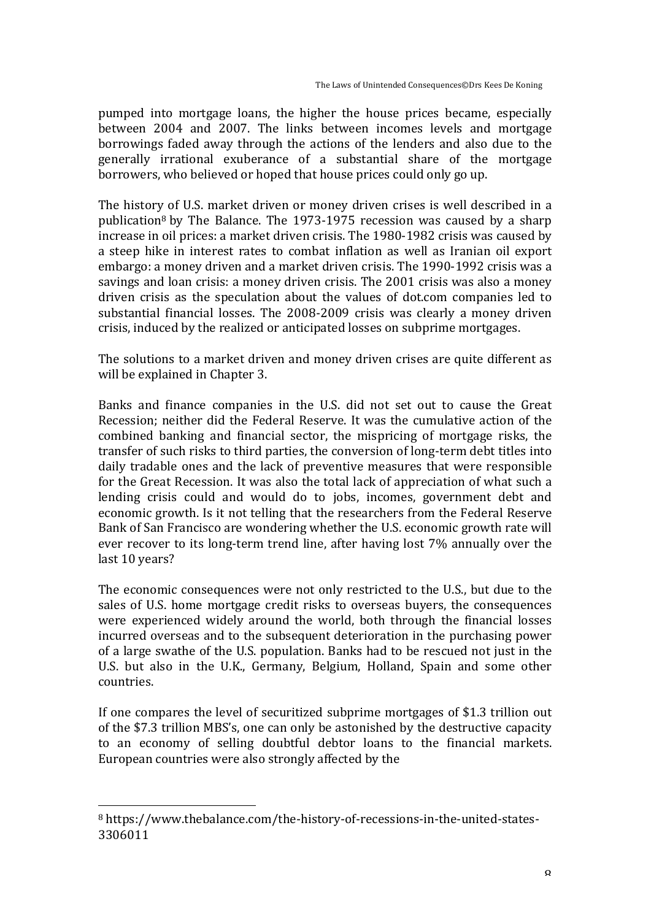pumped into mortgage loans, the higher the house prices became, especially between 2004 and 2007. The links between incomes levels and mortgage borrowings faded away through the actions of the lenders and also due to the generally irrational exuberance of a substantial share of the mortgage borrowers, who believed or hoped that house prices could only go up.

The history of U.S. market driven or money driven crises is well described in a publication[8] by The Balance. The 1973-1975 recession was caused by a sharp increase in oil prices: a market driven crisis. The 1980-1982 crisis was caused by a steep hike in interest rates to combat inflation as well as Iranian oil export embargo: a money driven and a market driven crisis. The 1990-1992 crisis was a savings and loan crisis: a money driven crisis. The 2001 crisis was also a money driven crisis as the speculation about the values of dot.com companies led to substantial financial losses. The 2008-2009 crisis was clearly a money driven crisis, induced by the realized or anticipated losses on subprime mortgages.

The solutions to a market driven and money driven crises are quite different as will be explained in Chapter 3.

Banks and finance companies in the U.S. did not set out to cause the Great Recession; neither did the Federal Reserve. It was the cumulative action of the combined banking and financial sector, the mispricing of mortgage risks, the transfer of such risks to third parties, the conversion of long-term debt titles into daily tradable ones and the lack of preventive measures that were responsible for the Great Recession. It was also the total lack of appreciation of what such a lending crisis could and would do to jobs, incomes, government debt and economic growth. Is it not telling that the researchers from the Federal Reserve Bank of San Francisco are wondering whether the U.S. economic growth rate will ever recover to its long-term trend line, after having lost 7% annually over the last 10 years?

The economic consequences were not only restricted to the U.S., but due to the sales of U.S. home mortgage credit risks to overseas buyers, the consequences were experienced widely around the world, both through the financial losses incurred overseas and to the subsequent deterioration in the purchasing power of a large swathe of the U.S. population. Banks had to be rescued not just in the U.S. but also in the U.K., Germany, Belgium, Holland, Spain and some other countries.

If one compares the level of securitized subprime mortgages of $1.3 trillion out of the $7.3 trillion MBS's, one can only be astonished by the destructive capacity to an economy of selling doubtful debtor loans to the financial markets. European countries were also strongly affected by the

---

[8] https://www.thebalance.com/the-history-of-recessions-in-the-united-states-3306011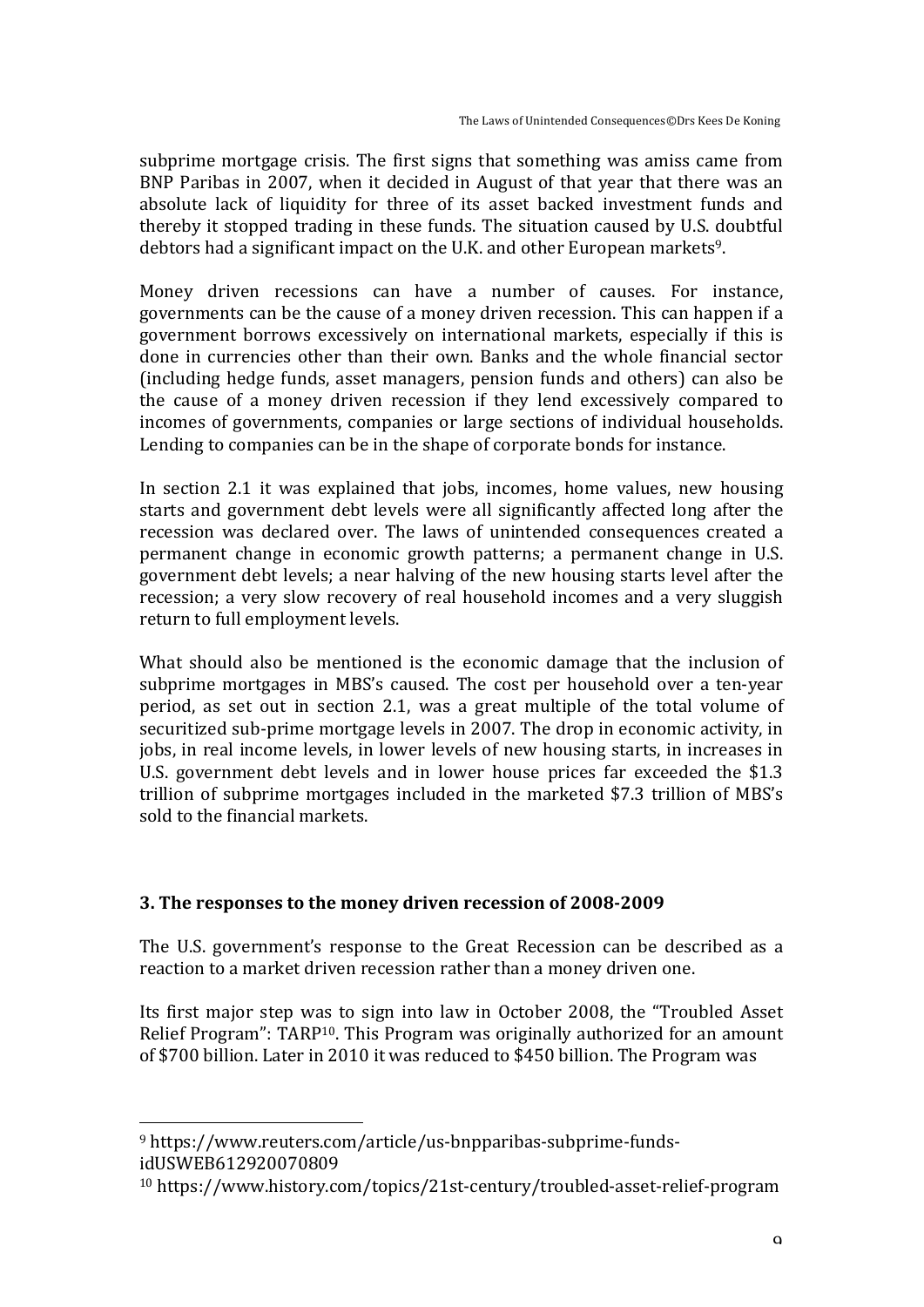subprime mortgage crisis. The first signs that something was amiss came from BNP Paribas in 2007, when it decided in August of that year that there was an absolute lack of liquidity for three of its asset backed investment funds and thereby it stopped trading in these funds. The situation caused by U.S. doubtful debtors had a significant impact on the U.K. and other European markets[9].

Money driven recessions can have a number of causes. For instance, governments can be the cause of a money driven recession. This can happen if a government borrows excessively on international markets, especially if this is done in currencies other than their own. Banks and the whole financial sector (including hedge funds, asset managers, pension funds and others) can also be the cause of a money driven recession if they lend excessively compared to incomes of governments, companies or large sections of individual households. Lending to companies can be in the shape of corporate bonds for instance.

In section 2.1 it was explained that jobs, incomes, home values, new housing starts and government debt levels were all significantly affected long after the recession was declared over. The laws of unintended consequences created a permanent change in economic growth patterns; a permanent change in U.S. government debt levels; a near halving of the new housing starts level after the recession; a very slow recovery of real household incomes and a very sluggish return to full employment levels.

What should also be mentioned is the economic damage that the inclusion of subprime mortgages in MBS's caused. The cost per household over a ten-year period, as set out in section 2.1, was a great multiple of the total volume of securitized sub-prime mortgage levels in 2007. The drop in economic activity, in jobs, in real income levels, in lower levels of new housing starts, in increases in U.S. government debt levels and in lower house prices far exceeded the $1.3 trillion of subprime mortgages included in the marketed $7.3 trillion of MBS's sold to the financial markets.

## 3. The responses to the money driven recession of 2008-2009

The U.S. government's response to the Great Recession can be described as a reaction to a market driven recession rather than a money driven one.

Its first major step was to sign into law in October 2008, the "Troubled Asset Relief Program": TARP[10]. This Program was originally authorized for an amount of $700 billion. Later in 2010 it was reduced to $450 billion. The Program was

---

[9] https://www.reuters.com/article/us-bnpparibas-subprime-funds-idUSWEB612920070809

[10] https://www.history.com/topics/21st-century/troubled-asset-relief-program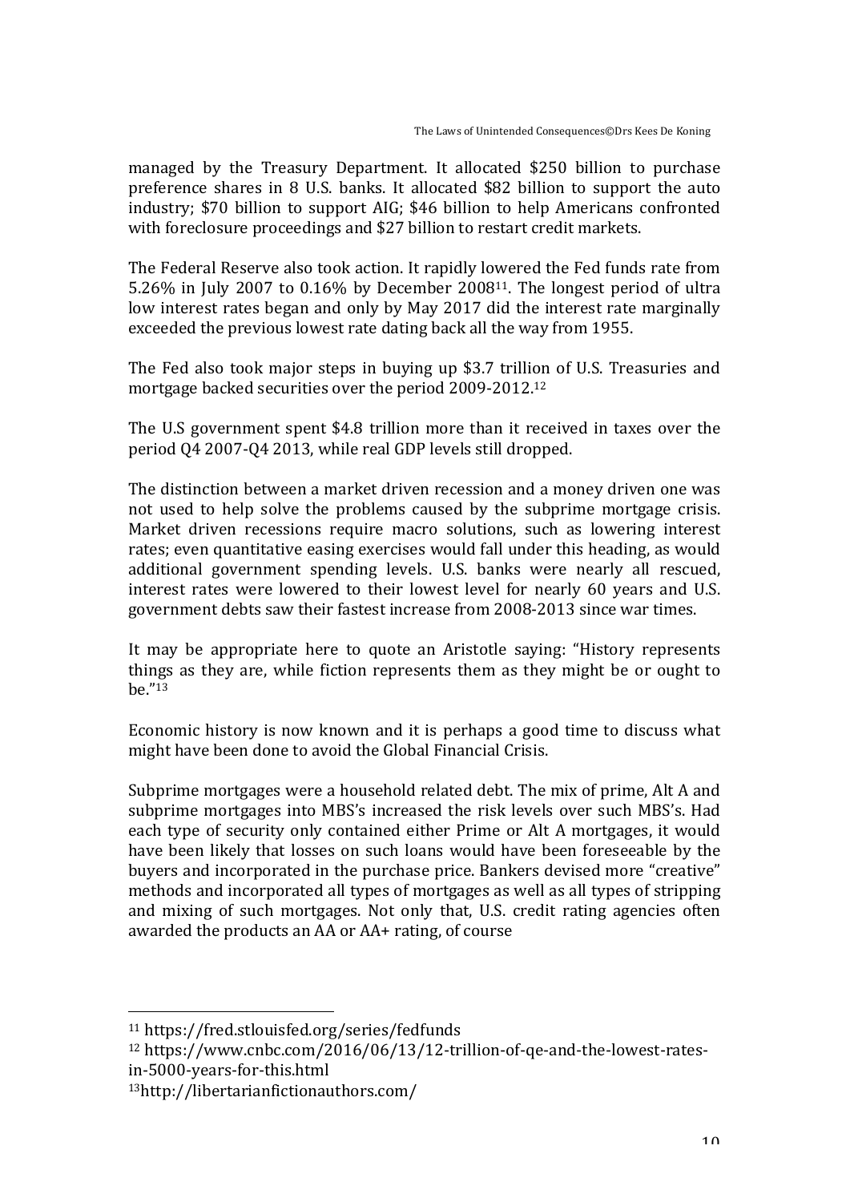managed by the Treasury Department. It allocated $250 billion to purchase preference shares in 8 U.S. banks. It allocated $82 billion to support the auto industry; $70 billion to support AIG; $46 billion to help Americans confronted with foreclosure proceedings and $27 billion to restart credit markets.

The Federal Reserve also took action. It rapidly lowered the Fed funds rate from 5.26% in July 2007 to 0.16% by December 2008[11]. The longest period of ultra low interest rates began and only by May 2017 did the interest rate marginally exceeded the previous lowest rate dating back all the way from 1955.

The Fed also took major steps in buying up $3.7 trillion of U.S. Treasuries and mortgage backed securities over the period 2009-2012.[12]

The U.S government spent $4.8 trillion more than it received in taxes over the period Q4 2007-Q4 2013, while real GDP levels still dropped.

The distinction between a market driven recession and a money driven one was not used to help solve the problems caused by the subprime mortgage crisis. Market driven recessions require macro solutions, such as lowering interest rates; even quantitative easing exercises would fall under this heading, as would additional government spending levels. U.S. banks were nearly all rescued, interest rates were lowered to their lowest level for nearly 60 years and U.S. government debts saw their fastest increase from 2008-2013 since war times.

It may be appropriate here to quote an Aristotle saying: "History represents things as they are, while fiction represents them as they might be or ought to be."[13]

Economic history is now known and it is perhaps a good time to discuss what might have been done to avoid the Global Financial Crisis.

Subprime mortgages were a household related debt. The mix of prime, Alt A and subprime mortgages into MBS's increased the risk levels over such MBS's. Had each type of security only contained either Prime or Alt A mortgages, it would have been likely that losses on such loans would have been foreseeable by the buyers and incorporated in the purchase price. Bankers devised more "creative" methods and incorporated all types of mortgages as well as all types of stripping and mixing of such mortgages. Not only that, U.S. credit rating agencies often awarded the products an AA or AA+ rating, of course

---

[11] https://fred.stlouisfed.org/series/fedfunds

[12] https://www.cnbc.com/2016/06/13/12-trillion-of-qe-and-the-lowest-rates-in-5000-years-for-this.html

[13] http://libertarianfictionauthors.com/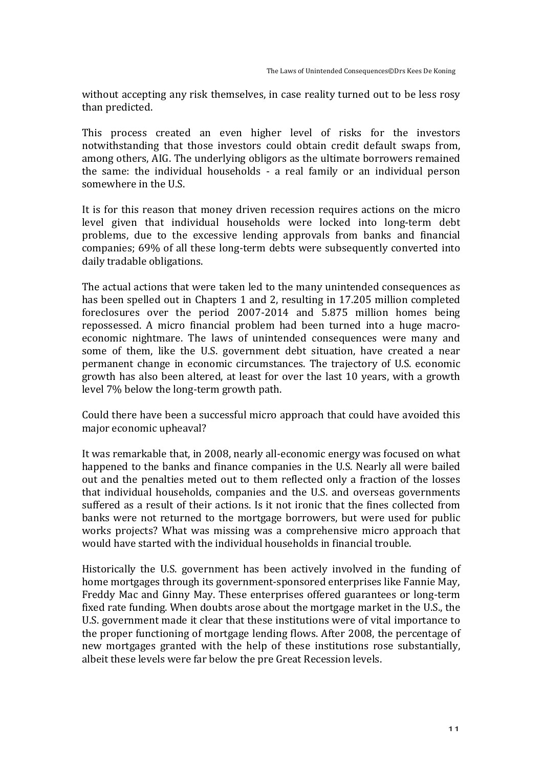without accepting any risk themselves, in case reality turned out to be less rosy than predicted.

This process created an even higher level of risks for the investors notwithstanding that those investors could obtain credit default swaps from, among others, AIG. The underlying obligors as the ultimate borrowers remained the same: the individual households - a real family or an individual person somewhere in the U.S.

It is for this reason that money driven recession requires actions on the micro level given that individual households were locked into long-term debt problems, due to the excessive lending approvals from banks and financial companies; 69% of all these long-term debts were subsequently converted into daily tradable obligations.

The actual actions that were taken led to the many unintended consequences as has been spelled out in Chapters 1 and 2, resulting in 17.205 million completed foreclosures over the period 2007-2014 and 5.875 million homes being repossessed. A micro financial problem had been turned into a huge macro-economic nightmare. The laws of unintended consequences were many and some of them, like the U.S. government debt situation, have created a near permanent change in economic circumstances. The trajectory of U.S. economic growth has also been altered, at least for over the last 10 years, with a growth level 7% below the long-term growth path.

Could there have been a successful micro approach that could have avoided this major economic upheaval?

It was remarkable that, in 2008, nearly all-economic energy was focused on what happened to the banks and finance companies in the U.S. Nearly all were bailed out and the penalties meted out to them reflected only a fraction of the losses that individual households, companies and the U.S. and overseas governments suffered as a result of their actions. Is it not ironic that the fines collected from banks were not returned to the mortgage borrowers, but were used for public works projects? What was missing was a comprehensive micro approach that would have started with the individual households in financial trouble.

Historically the U.S. government has been actively involved in the funding of home mortgages through its government-sponsored enterprises like Fannie May, Freddy Mac and Ginny May. These enterprises offered guarantees or long-term fixed rate funding. When doubts arose about the mortgage market in the U.S., the U.S. government made it clear that these institutions were of vital importance to the proper functioning of mortgage lending flows. After 2008, the percentage of new mortgages granted with the help of these institutions rose substantially, albeit these levels were far below the pre Great Recession levels.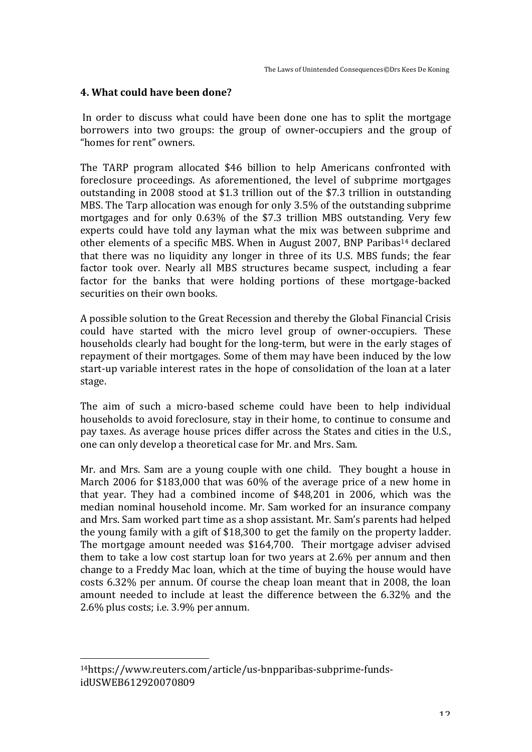### 4. What could have been done?

In order to discuss what could have been done one has to split the mortgage borrowers into two groups: the group of owner-occupiers and the group of "homes for rent" owners.

The TARP program allocated $46 billion to help Americans confronted with foreclosure proceedings. As aforementioned, the level of subprime mortgages outstanding in 2008 stood at $1.3 trillion out of the $7.3 trillion in outstanding MBS. The Tarp allocation was enough for only 3.5% of the outstanding subprime mortgages and for only 0.63% of the $7.3 trillion MBS outstanding. Very few experts could have told any layman what the mix was between subprime and other elements of a specific MBS. When in August 2007, BNP Paribas[14] declared that there was no liquidity any longer in three of its U.S. MBS funds; the fear factor took over. Nearly all MBS structures became suspect, including a fear factor for the banks that were holding portions of these mortgage-backed securities on their own books.

A possible solution to the Great Recession and thereby the Global Financial Crisis could have started with the micro level group of owner-occupiers. These households clearly had bought for the long-term, but were in the early stages of repayment of their mortgages. Some of them may have been induced by the low start-up variable interest rates in the hope of consolidation of the loan at a later stage.

The aim of such a micro-based scheme could have been to help individual households to avoid foreclosure, stay in their home, to continue to consume and pay taxes. As average house prices differ across the States and cities in the U.S., one can only develop a theoretical case for Mr. and Mrs. Sam.

Mr. and Mrs. Sam are a young couple with one child. They bought a house in March 2006 for $183,000 that was 60% of the average price of a new home in that year. They had a combined income of $48,201 in 2006, which was the median nominal household income. Mr. Sam worked for an insurance company and Mrs. Sam worked part time as a shop assistant. Mr. Sam's parents had helped the young family with a gift of $18,300 to get the family on the property ladder. The mortgage amount needed was $164,700. Their mortgage adviser advised them to take a low cost startup loan for two years at 2.6% per annum and then change to a Freddy Mac loan, which at the time of buying the house would have costs 6.32% per annum. Of course the cheap loan meant that in 2008, the loan amount needed to include at least the difference between the 6.32% and the 2.6% plus costs; i.e. 3.9% per annum.

---

[14] https://www.reuters.com/article/us-bnpparibas-subprime-funds-idUSWEB612920070809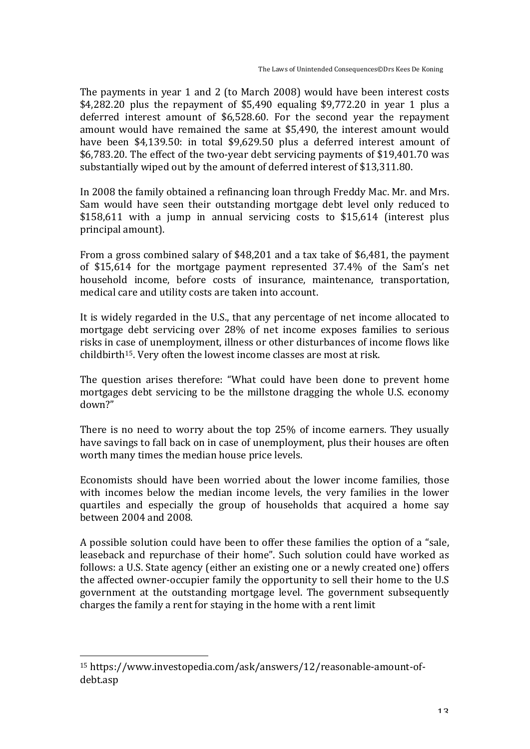The payments in year 1 and 2 (to March 2008) would have been interest costs $4,282.20 plus the repayment of $5,490 equaling $9,772.20 in year 1 plus a deferred interest amount of $6,528.60. For the second year the repayment amount would have remained the same at $5,490, the interest amount would have been $4,139.50: in total $9,629.50 plus a deferred interest amount of $6,783.20. The effect of the two-year debt servicing payments of $19,401.70 was substantially wiped out by the amount of deferred interest of $13,311.80.

In 2008 the family obtained a refinancing loan through Freddy Mac. Mr. and Mrs. Sam would have seen their outstanding mortgage debt level only reduced to $158,611 with a jump in annual servicing costs to $15,614 (interest plus principal amount).

From a gross combined salary of $48,201 and a tax take of $6,481, the payment of $15,614 for the mortgage payment represented 37.4% of the Sam's net household income, before costs of insurance, maintenance, transportation, medical care and utility costs are taken into account.

It is widely regarded in the U.S., that any percentage of net income allocated to mortgage debt servicing over 28% of net income exposes families to serious risks in case of unemployment, illness or other disturbances of income flows like childbirth[15]. Very often the lowest income classes are most at risk.

The question arises therefore: "What could have been done to prevent home mortgages debt servicing to be the millstone dragging the whole U.S. economy down?"

There is no need to worry about the top 25% of income earners. They usually have savings to fall back on in case of unemployment, plus their houses are often worth many times the median house price levels.

Economists should have been worried about the lower income families, those with incomes below the median income levels, the very families in the lower quartiles and especially the group of households that acquired a home say between 2004 and 2008.

A possible solution could have been to offer these families the option of a "sale, leaseback and repurchase of their home". Such solution could have worked as follows: a U.S. State agency (either an existing one or a newly created one) offers the affected owner-occupier family the opportunity to sell their home to the U.S government at the outstanding mortgage level. The government subsequently charges the family a rent for staying in the home with a rent limit

---

[15] https://www.investopedia.com/ask/answers/12/reasonable-amount-of-debt.asp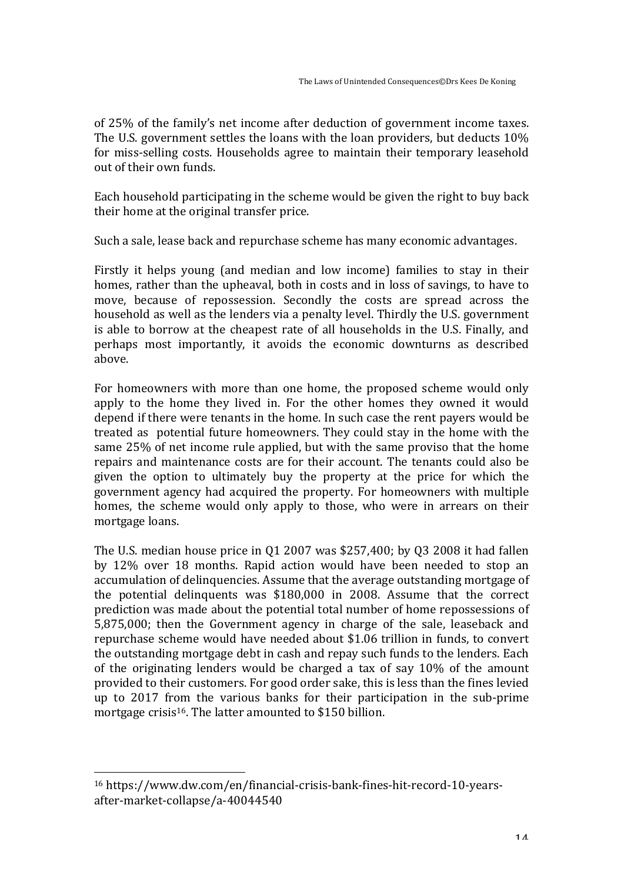of 25% of the family's net income after deduction of government income taxes. The U.S. government settles the loans with the loan providers, but deducts 10% for miss-selling costs. Households agree to maintain their temporary leasehold out of their own funds.

Each household participating in the scheme would be given the right to buy back their home at the original transfer price.

Such a sale, lease back and repurchase scheme has many economic advantages.

Firstly it helps young (and median and low income) families to stay in their homes, rather than the upheaval, both in costs and in loss of savings, to have to move, because of repossession. Secondly the costs are spread across the household as well as the lenders via a penalty level. Thirdly the U.S. government is able to borrow at the cheapest rate of all households in the U.S. Finally, and perhaps most importantly, it avoids the economic downturns as described above.

For homeowners with more than one home, the proposed scheme would only apply to the home they lived in. For the other homes they owned it would depend if there were tenants in the home. In such case the rent payers would be treated as potential future homeowners. They could stay in the home with the same 25% of net income rule applied, but with the same proviso that the home repairs and maintenance costs are for their account. The tenants could also be given the option to ultimately buy the property at the price for which the government agency had acquired the property. For homeowners with multiple homes, the scheme would only apply to those, who were in arrears on their mortgage loans.

The U.S. median house price in Q1 2007 was $257,400; by Q3 2008 it had fallen by 12% over 18 months. Rapid action would have been needed to stop an accumulation of delinquencies. Assume that the average outstanding mortgage of the potential delinquents was $180,000 in 2008. Assume that the correct prediction was made about the potential total number of home repossessions of 5,875,000; then the Government agency in charge of the sale, leaseback and repurchase scheme would have needed about $1.06 trillion in funds, to convert the outstanding mortgage debt in cash and repay such funds to the lenders. Each of the originating lenders would be charged a tax of say 10% of the amount provided to their customers. For good order sake, this is less than the fines levied up to 2017 from the various banks for their participation in the sub-prime mortgage crisis[16]. The latter amounted to $150 billion.

---

[16] https://www.dw.com/en/financial-crisis-bank-fines-hit-record-10-years-after-market-collapse/a-40044540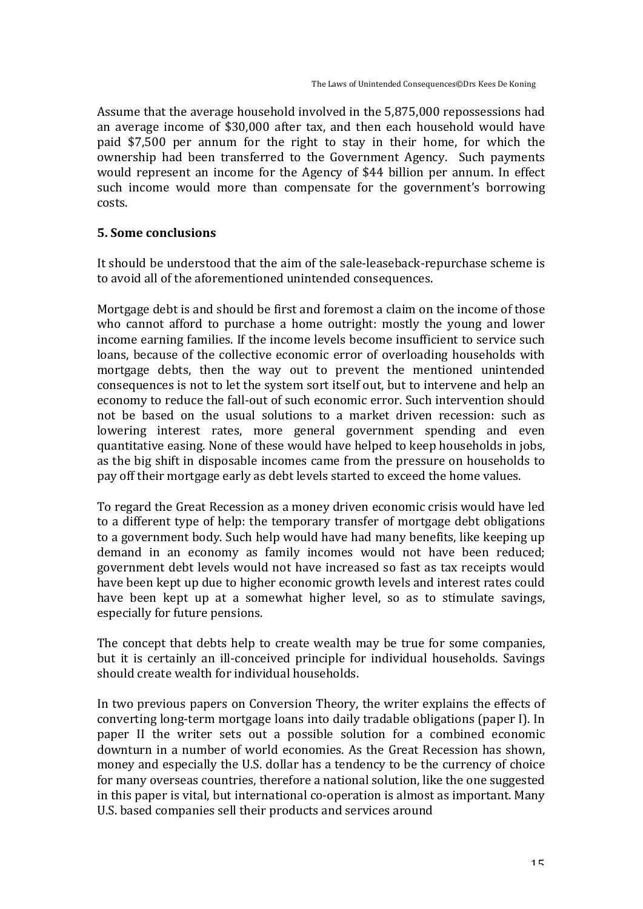Assume that the average household involved in the 5,875,000 repossessions had an average income of $30,000 after tax, and then each household would have paid $7,500 per annum for the right to stay in their home, for which the ownership had been transferred to the Government Agency. Such payments would represent an income for the Agency of $44 billion per annum. In effect such income would more than compensate for the government's borrowing costs.

## 5. Some conclusions

It should be understood that the aim of the sale-leaseback-repurchase scheme is to avoid all of the aforementioned unintended consequences.

Mortgage debt is and should be first and foremost a claim on the income of those who cannot afford to purchase a home outright: mostly the young and lower income earning families. If the income levels become insufficient to service such loans, because of the collective economic error of overloading households with mortgage debts, then the way out to prevent the mentioned unintended consequences is not to let the system sort itself out, but to intervene and help an economy to reduce the fall-out of such economic error. Such intervention should not be based on the usual solutions to a market driven recession: such as lowering interest rates, more general government spending and even quantitative easing. None of these would have helped to keep households in jobs, as the big shift in disposable incomes came from the pressure on households to pay off their mortgage early as debt levels started to exceed the home values.

To regard the Great Recession as a money driven economic crisis would have led to a different type of help: the temporary transfer of mortgage debt obligations to a government body. Such help would have had many benefits, like keeping up demand in an economy as family incomes would not have been reduced; government debt levels would not have increased so fast as tax receipts would have been kept up due to higher economic growth levels and interest rates could have been kept up at a somewhat higher level, so as to stimulate savings, especially for future pensions.

The concept that debts help to create wealth may be true for some companies, but it is certainly an ill-conceived principle for individual households. Savings should create wealth for individual households.

In two previous papers on Conversion Theory, the writer explains the effects of converting long-term mortgage loans into daily tradable obligations (paper I). In paper II the writer sets out a possible solution for a combined economic downturn in a number of world economies. As the Great Recession has shown, money and especially the U.S. dollar has a tendency to be the currency of choice for many overseas countries, therefore a national solution, like the one suggested in this paper is vital, but international co-operation is almost as important. Many U.S. based companies sell their products and services around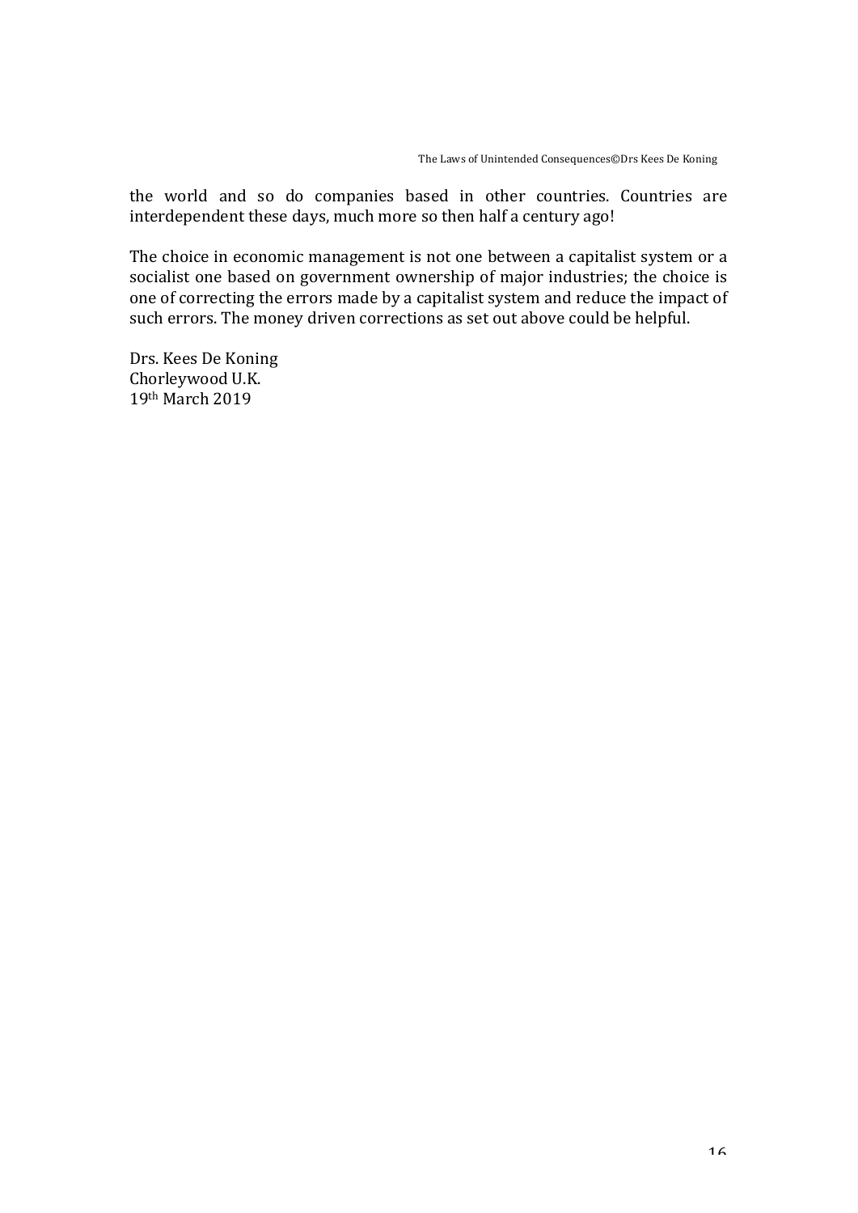the world and so do companies based in other countries. Countries are interdependent these days, much more so then half a century ago!

The choice in economic management is not one between a capitalist system or a socialist one based on government ownership of major industries; the choice is one of correcting the errors made by a capitalist system and reduce the impact of such errors. The money driven corrections as set out above could be helpful.

Drs. Kees De Koning  
Chorleywood U.K.  
19th March 2019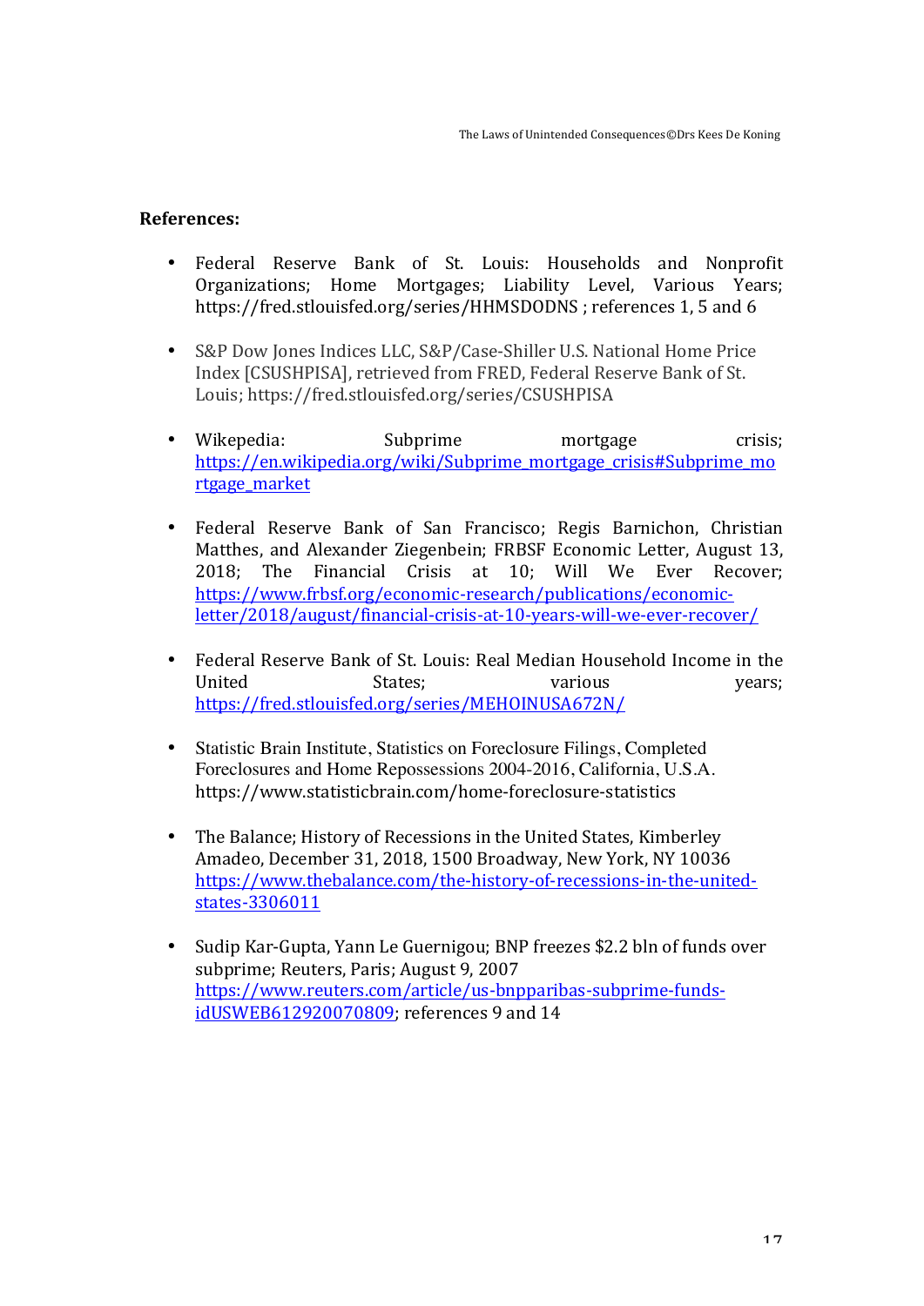**References:**

- Federal Reserve Bank of St. Louis: Households and Nonprofit Organizations; Home Mortgages; Liability Level, Various Years; https://fred.stlouisfed.org/series/HHMSDODNS ; references 1, 5 and 6

- S&P Dow Jones Indices LLC, S&P/Case-Shiller U.S. National Home Price Index [CSUSHPISA], retrieved from FRED, Federal Reserve Bank of St. Louis; https://fred.stlouisfed.org/series/CSUSHPISA

- Wikepedia: Subprime mortgage crisis; https://en.wikipedia.org/wiki/Subprime_mortgage_crisis#Subprime_mortgage_market

- Federal Reserve Bank of San Francisco; Regis Barnichon, Christian Matthes, and Alexander Ziegenbein; FRBSF Economic Letter, August 13, 2018; The Financial Crisis at 10; Will We Ever Recover; https://www.frbsf.org/economic-research/publications/economic-letter/2018/august/financial-crisis-at-10-years-will-we-ever-recover/

- Federal Reserve Bank of St. Louis: Real Median Household Income in the United States; various years; https://fred.stlouisfed.org/series/MEHOINUSA672N/

- Statistic Brain Institute, Statistics on Foreclosure Filings, Completed Foreclosures and Home Repossessions 2004-2016, California, U.S.A. https://www.statisticbrain.com/home-foreclosure-statistics

- The Balance; History of Recessions in the United States, Kimberley Amadeo, December 31, 2018, 1500 Broadway, New York, NY 10036 https://www.thebalance.com/the-history-of-recessions-in-the-united-states-3306011

- Sudip Kar-Gupta, Yann Le Guernigou; BNP freezes $2.2 bln of funds over subprime; Reuters, Paris; August 9, 2007 https://www.reuters.com/article/us-bnpparibas-subprime-funds-idUSWEB612920070809; references 9 and 14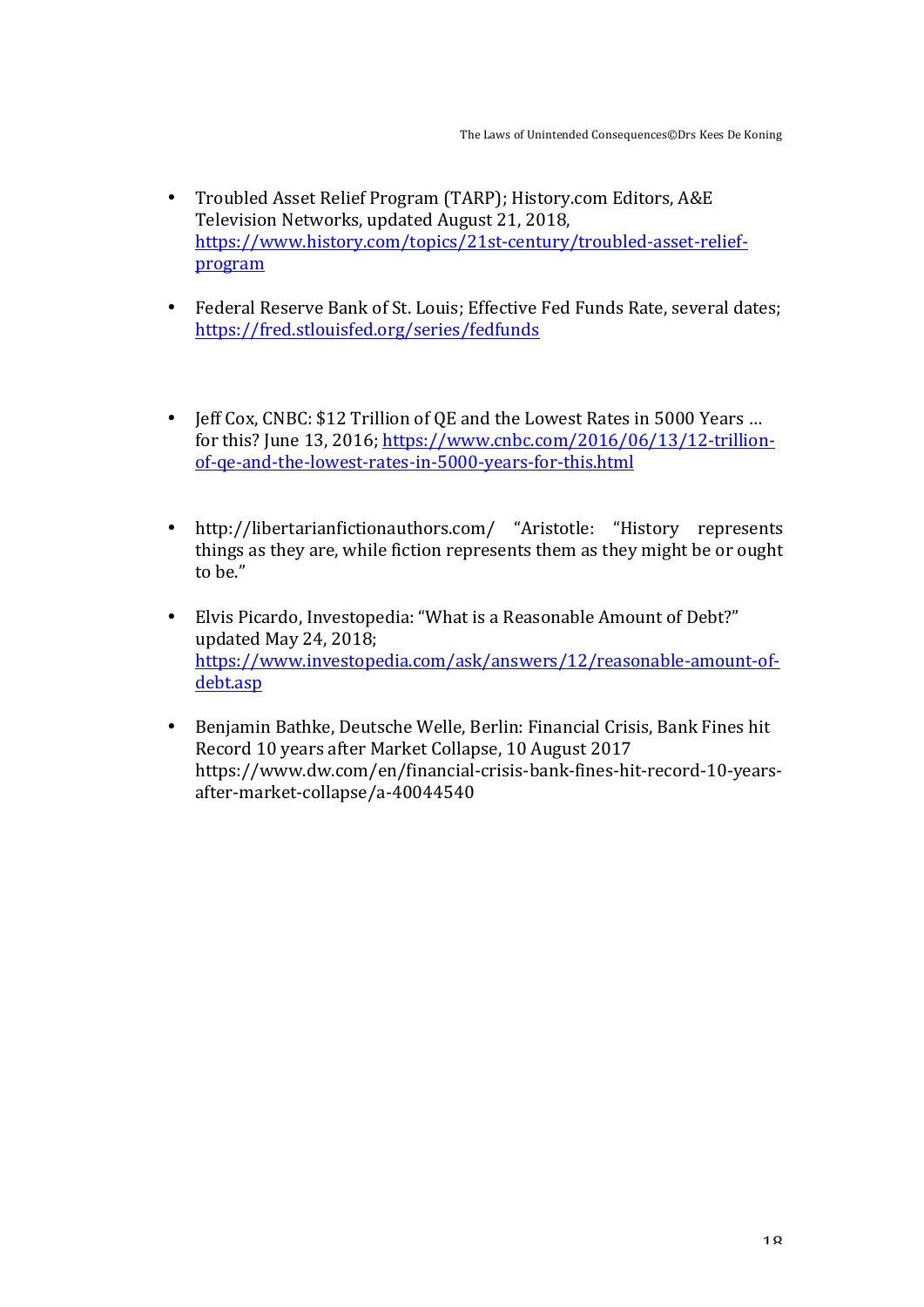- Troubled Asset Relief Program (TARP); History.com Editors, A&E Television Networks, updated August 21, 2018, https://www.history.com/topics/21st-century/troubled-asset-relief-program

- Federal Reserve Bank of St. Louis; Effective Fed Funds Rate, several dates; https://fred.stlouisfed.org/series/fedfunds

- Jeff Cox, CNBC: $12 Trillion of QE and the Lowest Rates in 5000 Years … for this? June 13, 2016; https://www.cnbc.com/2016/06/13/12-trillion-of-qe-and-the-lowest-rates-in-5000-years-for-this.html

- http://libertarianfictionauthors.com/ "Aristotle: "History represents things as they are, while fiction represents them as they might be or ought to be."

- Elvis Picardo, Investopedia: "What is a Reasonable Amount of Debt?" updated May 24, 2018; https://www.investopedia.com/ask/answers/12/reasonable-amount-of-debt.asp

- Benjamin Bathke, Deutsche Welle, Berlin: Financial Crisis, Bank Fines hit Record 10 years after Market Collapse, 10 August 2017 https://www.dw.com/en/financial-crisis-bank-fines-hit-record-10-years-after-market-collapse/a-40044540